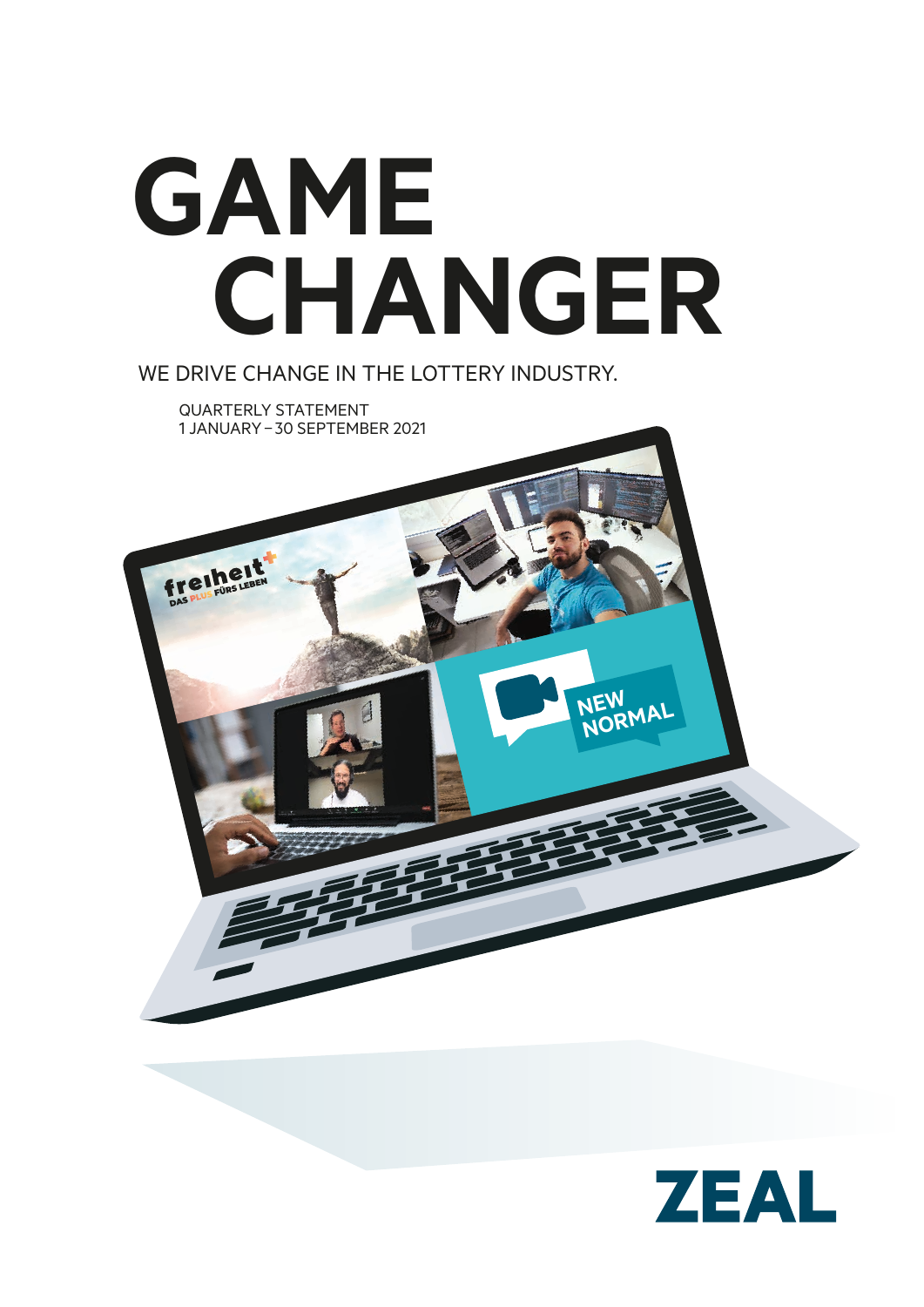# GAME CHANGER

WE DRIVE CHANGE IN THE LOTTERY INDUSTRY.

QUARTERLY STATEMENT
1 JANUARY – 30 SEPTEMBER 2021

ZEAL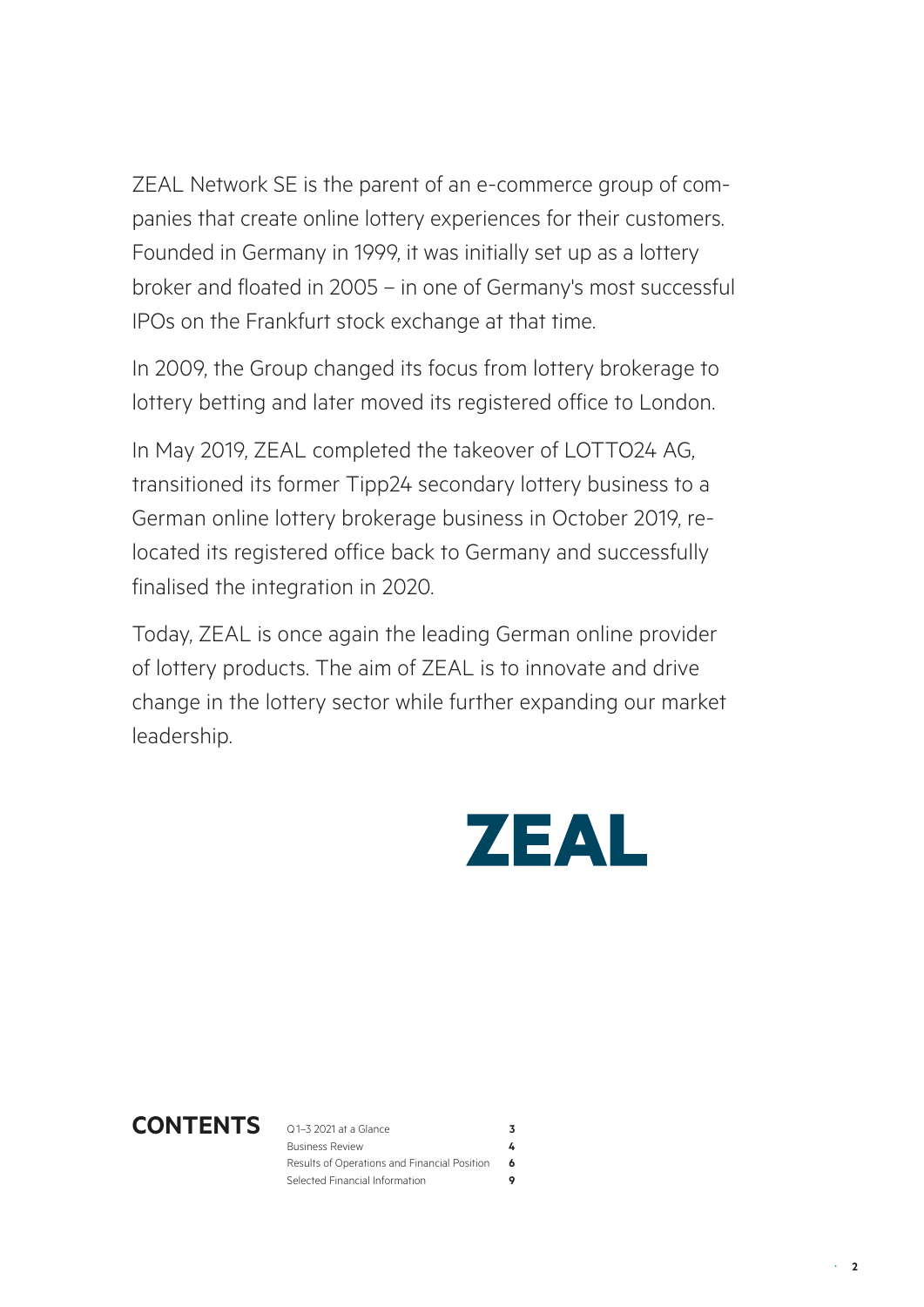ZEAL Network SE is the parent of an e-commerce group of companies that create online lottery experiences for their customers. Founded in Germany in 1999, it was initially set up as a lottery broker and floated in 2005 – in one of Germany's most successful IPOs on the Frankfurt stock exchange at that time.

In 2009, the Group changed its focus from lottery brokerage to lottery betting and later moved its registered office to London.

In May 2019, ZEAL completed the takeover of LOTTO24 AG, transitioned its former Tipp24 secondary lottery business to a German online lottery brokerage business in October 2019, relocated its registered office back to Germany and successfully finalised the integration in 2020.

Today, ZEAL is once again the leading German online provider of lottery products. The aim of ZEAL is to innovate and drive change in the lottery sector while further expanding our market leadership.

ZEAL

## CONTENTS

| | |
|---|---|
| Q1–3 2021 at a Glance | 3 |
| Business Review | 4 |
| Results of Operations and Financial Position | 6 |
| Selected Financial Information | 9 |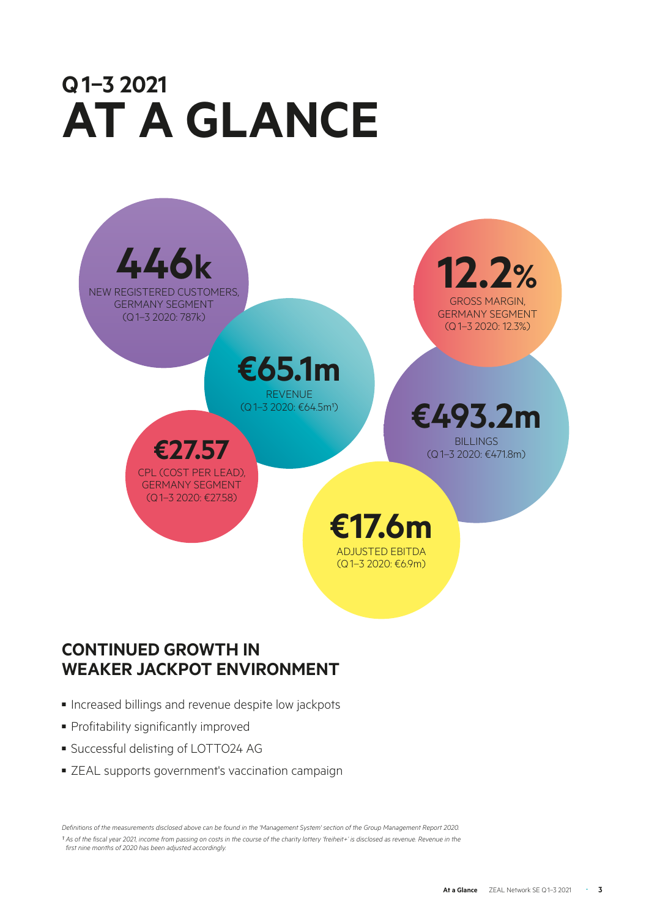# Q1–3 2021
# AT A GLANCE

**446k**
NEW REGISTERED CUSTOMERS, GERMANY SEGMENT
(Q1–3 2020: 787k)

**12.2%**
GROSS MARGIN, GERMANY SEGMENT
(Q1–3 2020: 12.3%)

**€65.1m**
REVENUE
(Q1–3 2020: €64.5m[1])

**€493.2m**
BILLINGS
(Q1–3 2020: €471.8m)

**€27.57**
CPL (COST PER LEAD), GERMANY SEGMENT
(Q1–3 2020: €27.58)

**€17.6m**
ADJUSTED EBITDA
(Q1–3 2020: €6.9m)

## CONTINUED GROWTH IN WEAKER JACKPOT ENVIRONMENT

- Increased billings and revenue despite low jackpots
- Profitability significantly improved
- Successful delisting of LOTTO24 AG
- ZEAL supports government's vaccination campaign

*Definitions of the measurements disclosed above can be found in the 'Management System' section of the Group Management Report 2020.*

*[1] As of the fiscal year 2021, income from passing on costs in the course of the charity lottery 'freiheit+' is disclosed as revenue. Revenue in the first nine months of 2020 has been adjusted accordingly.*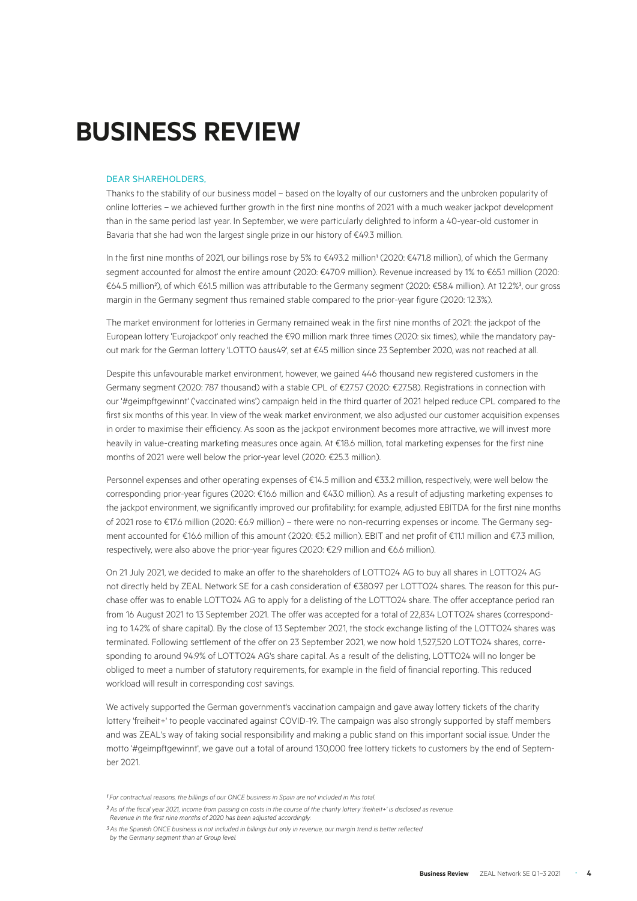# BUSINESS REVIEW

DEAR SHAREHOLDERS,

Thanks to the stability of our business model – based on the loyalty of our customers and the unbroken popularity of online lotteries – we achieved further growth in the first nine months of 2021 with a much weaker jackpot development than in the same period last year. In September, we were particularly delighted to inform a 40-year-old customer in Bavaria that she had won the largest single prize in our history of €49.3 million.

In the first nine months of 2021, our billings rose by 5% to €493.2 million[1] (2020: €471.8 million), of which the Germany segment accounted for almost the entire amount (2020: €470.9 million). Revenue increased by 1% to €65.1 million (2020: €64.5 million[2]), of which €61.5 million was attributable to the Germany segment (2020: €58.4 million). At 12.2%[3], our gross margin in the Germany segment thus remained stable compared to the prior-year figure (2020: 12.3%).

The market environment for lotteries in Germany remained weak in the first nine months of 2021: the jackpot of the European lottery 'Eurojackpot' only reached the €90 million mark three times (2020: six times), while the mandatory payout mark for the German lottery 'LOTTO 6aus49', set at €45 million since 23 September 2020, was not reached at all.

Despite this unfavourable market environment, however, we gained 446 thousand new registered customers in the Germany segment (2020: 787 thousand) with a stable CPL of €27.57 (2020: €27.58). Registrations in connection with our '#geimpftgewinnt' ('vaccinated wins') campaign held in the third quarter of 2021 helped reduce CPL compared to the first six months of this year. In view of the weak market environment, we also adjusted our customer acquisition expenses in order to maximise their efficiency. As soon as the jackpot environment becomes more attractive, we will invest more heavily in value-creating marketing measures once again. At €18.6 million, total marketing expenses for the first nine months of 2021 were well below the prior-year level (2020: €25.3 million).

Personnel expenses and other operating expenses of €14.5 million and €33.2 million, respectively, were well below the corresponding prior-year figures (2020: €16.6 million and €43.0 million). As a result of adjusting marketing expenses to the jackpot environment, we significantly improved our profitability: for example, adjusted EBITDA for the first nine months of 2021 rose to €17.6 million (2020: €6.9 million) – there were no non-recurring expenses or income. The Germany segment accounted for €16.6 million of this amount (2020: €5.2 million). EBIT and net profit of €11.1 million and €7.3 million, respectively, were also above the prior-year figures (2020: €2.9 million and €6.6 million).

On 21 July 2021, we decided to make an offer to the shareholders of LOTTO24 AG to buy all shares in LOTTO24 AG not directly held by ZEAL Network SE for a cash consideration of €380.97 per LOTTO24 shares. The reason for this purchase offer was to enable LOTTO24 AG to apply for a delisting of the LOTTO24 share. The offer acceptance period ran from 16 August 2021 to 13 September 2021. The offer was accepted for a total of 22,834 LOTTO24 shares (corresponding to 1.42% of share capital). By the close of 13 September 2021, the stock exchange listing of the LOTTO24 shares was terminated. Following settlement of the offer on 23 September 2021, we now hold 1,527,520 LOTTO24 shares, corresponding to around 94.9% of LOTTO24 AG's share capital. As a result of the delisting, LOTTO24 will no longer be obliged to meet a number of statutory requirements, for example in the field of financial reporting. This reduced workload will result in corresponding cost savings.

We actively supported the German government's vaccination campaign and gave away lottery tickets of the charity lottery 'freiheit+' to people vaccinated against COVID-19. The campaign was also strongly supported by staff members and was ZEAL's way of taking social responsibility and making a public stand on this important social issue. Under the motto '#geimpftgewinnt', we gave out a total of around 130,000 free lottery tickets to customers by the end of September 2021.

*[1] For contractual reasons, the billings of our ONCE business in Spain are not included in this total.*

*[2] As of the fiscal year 2021, income from passing on costs in the course of the charity lottery 'freiheit+' is disclosed as revenue. Revenue in the first nine months of 2020 has been adjusted accordingly.*

*[3] As the Spanish ONCE business is not included in billings but only in revenue, our margin trend is better reflected by the Germany segment than at Group level.*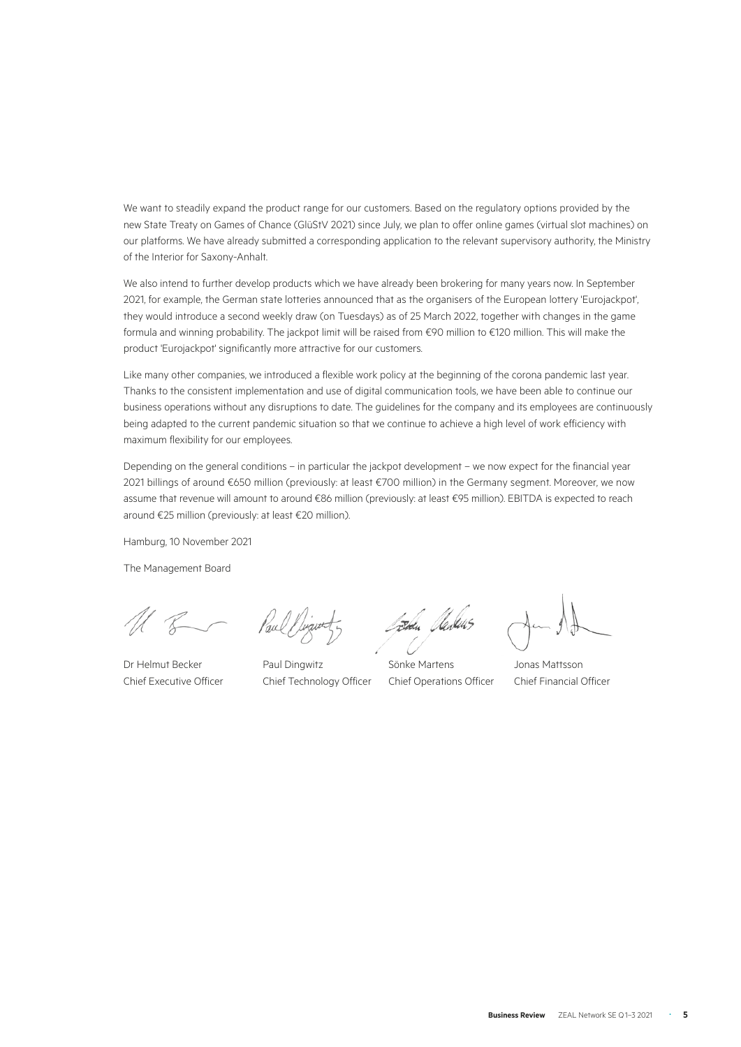We want to steadily expand the product range for our customers. Based on the regulatory options provided by the new State Treaty on Games of Chance (GlüStV 2021) since July, we plan to offer online games (virtual slot machines) on our platforms. We have already submitted a corresponding application to the relevant supervisory authority, the Ministry of the Interior for Saxony-Anhalt.

We also intend to further develop products which we have already been brokering for many years now. In September 2021, for example, the German state lotteries announced that as the organisers of the European lottery 'Eurojackpot', they would introduce a second weekly draw (on Tuesdays) as of 25 March 2022, together with changes in the game formula and winning probability. The jackpot limit will be raised from €90 million to €120 million. This will make the product 'Eurojackpot' significantly more attractive for our customers.

Like many other companies, we introduced a flexible work policy at the beginning of the corona pandemic last year. Thanks to the consistent implementation and use of digital communication tools, we have been able to continue our business operations without any disruptions to date. The guidelines for the company and its employees are continuously being adapted to the current pandemic situation so that we continue to achieve a high level of work efficiency with maximum flexibility for our employees.

Depending on the general conditions – in particular the jackpot development – we now expect for the financial year 2021 billings of around €650 million (previously: at least €700 million) in the Germany segment. Moreover, we now assume that revenue will amount to around €86 million (previously: at least €95 million). EBITDA is expected to reach around €25 million (previously: at least €20 million).

Hamburg, 10 November 2021

The Management Board

| Dr Helmut Becker | Paul Dingwitz | Sönke Martens | Jonas Mattsson |
|---|---|---|---|
| Chief Executive Officer | Chief Technology Officer | Chief Operations Officer | Chief Financial Officer |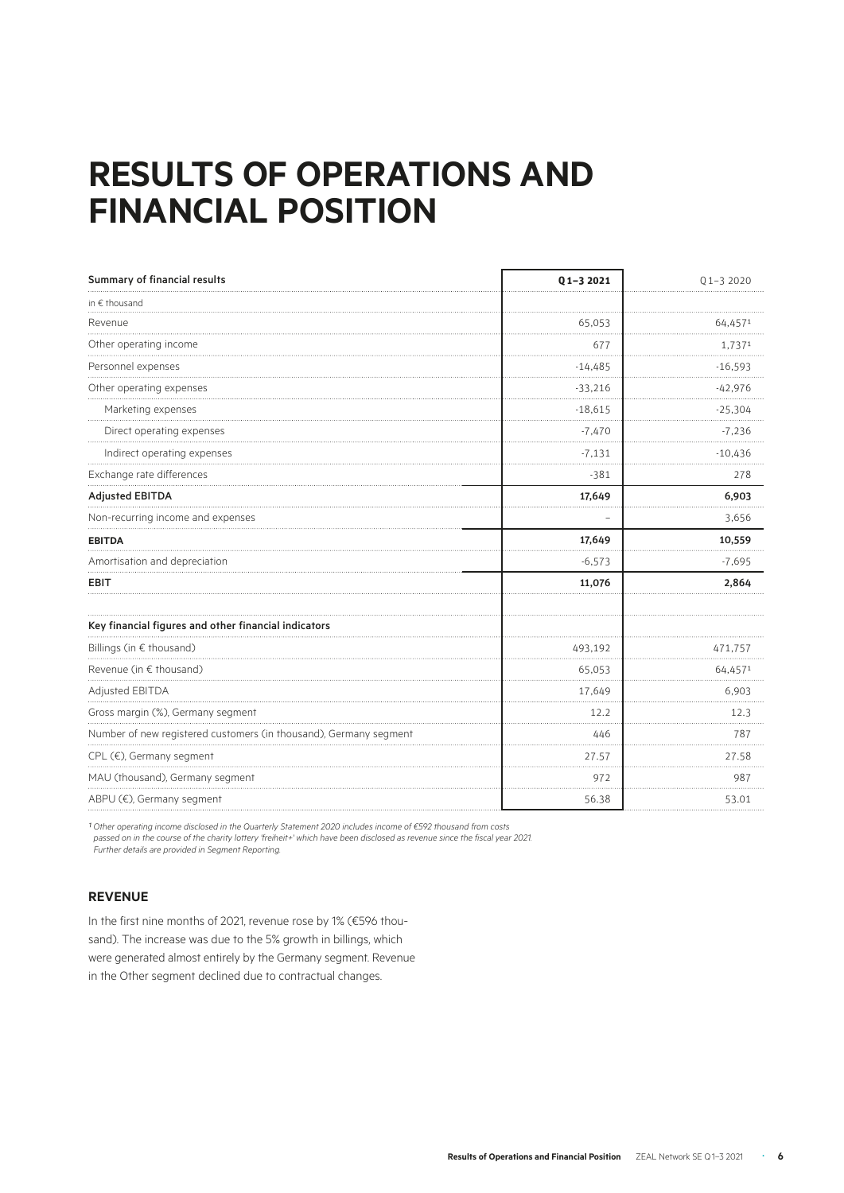# RESULTS OF OPERATIONS AND FINANCIAL POSITION

| Summary of financial results | Q 1–3 2021 | Q 1–3 2020 |
|---|---|---|
| in € thousand | | |
| Revenue | 65,053 | 64,457[1] |
| Other operating income | 677 | 1,737[1] |
| Personnel expenses | -14,485 | -16,593 |
| Other operating expenses | -33,216 | -42,976 |
| Marketing expenses | -18,615 | -25,304 |
| Direct operating expenses | -7,470 | -7,236 |
| Indirect operating expenses | -7,131 | -10,436 |
| Exchange rate differences | -381 | 278 |
| **Adjusted EBITDA** | **17,649** | **6,903** |
| Non-recurring income and expenses | – | 3,656 |
| **EBITDA** | **17,649** | **10,559** |
| Amortisation and depreciation | -6,573 | -7,695 |
| **EBIT** | **11,076** | **2,864** |
| | | |
| **Key financial figures and other financial indicators** | | |
| Billings (in € thousand) | 493,192 | 471,757 |
| Revenue (in € thousand) | 65,053 | 64,457[1] |
| Adjusted EBITDA | 17,649 | 6,903 |
| Gross margin (%), Germany segment | 12.2 | 12.3 |
| Number of new registered customers (in thousand), Germany segment | 446 | 787 |
| CPL (€), Germany segment | 27.57 | 27.58 |
| MAU (thousand), Germany segment | 972 | 987 |
| ABPU (€), Germany segment | 56.38 | 53.01 |

*[1] Other operating income disclosed in the Quarterly Statement 2020 includes income of €592 thousand from costs passed on in the course of the charity lottery 'freiheit+' which have been disclosed as revenue since the fiscal year 2021. Further details are provided in Segment Reporting.*

### REVENUE

In the first nine months of 2021, revenue rose by 1% (€596 thousand). The increase was due to the 5% growth in billings, which were generated almost entirely by the Germany segment. Revenue in the Other segment declined due to contractual changes.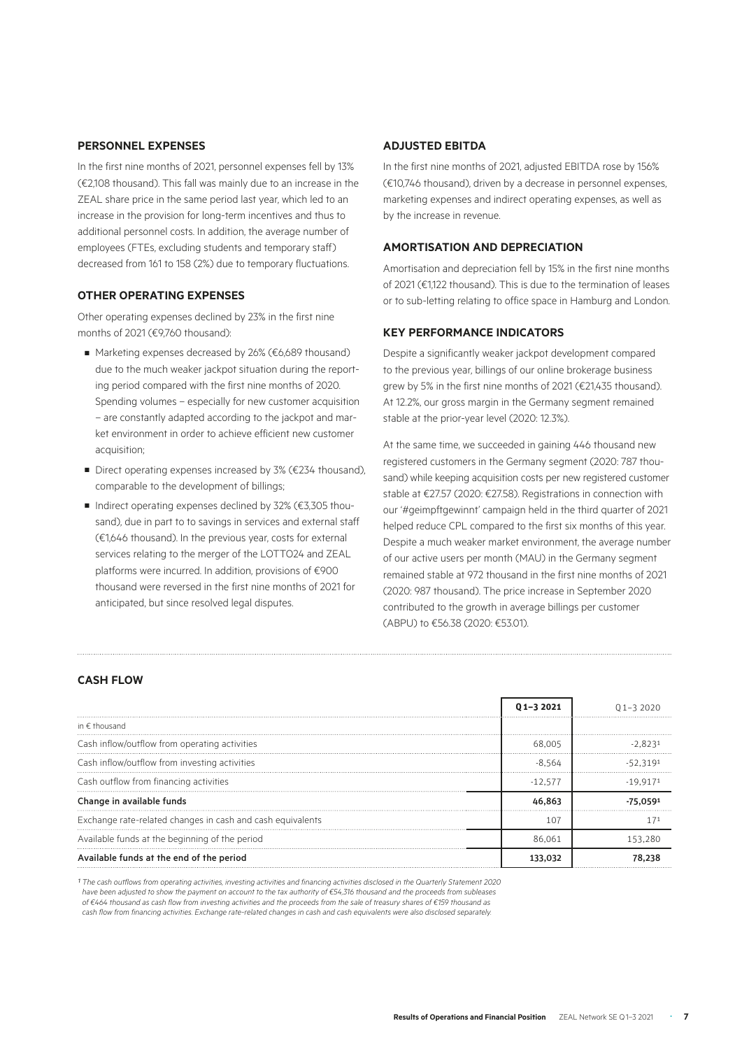## PERSONNEL EXPENSES

In the first nine months of 2021, personnel expenses fell by 13% (€2,108 thousand). This fall was mainly due to an increase in the ZEAL share price in the same period last year, which led to an increase in the provision for long-term incentives and thus to additional personnel costs. In addition, the average number of employees (FTEs, excluding students and temporary staff) decreased from 161 to 158 (2%) due to temporary fluctuations.

## OTHER OPERATING EXPENSES

Other operating expenses declined by 23% in the first nine months of 2021 (€9,760 thousand):

- Marketing expenses decreased by 26% (€6,689 thousand) due to the much weaker jackpot situation during the reporting period compared with the first nine months of 2020. Spending volumes – especially for new customer acquisition – are constantly adapted according to the jackpot and market environment in order to achieve efficient new customer acquisition;
- Direct operating expenses increased by 3% (€234 thousand), comparable to the development of billings;
- Indirect operating expenses declined by 32% (€3,305 thousand), due in part to to savings in services and external staff (€1,646 thousand). In the previous year, costs for external services relating to the merger of the LOTTO24 and ZEAL platforms were incurred. In addition, provisions of €900 thousand were reversed in the first nine months of 2021 for anticipated, but since resolved legal disputes.

## ADJUSTED EBITDA

In the first nine months of 2021, adjusted EBITDA rose by 156% (€10,746 thousand), driven by a decrease in personnel expenses, marketing expenses and indirect operating expenses, as well as by the increase in revenue.

## AMORTISATION AND DEPRECIATION

Amortisation and depreciation fell by 15% in the first nine months of 2021 (€1,122 thousand). This is due to the termination of leases or to sub-letting relating to office space in Hamburg and London.

## KEY PERFORMANCE INDICATORS

Despite a significantly weaker jackpot development compared to the previous year, billings of our online brokerage business grew by 5% in the first nine months of 2021 (€21,435 thousand). At 12.2%, our gross margin in the Germany segment remained stable at the prior-year level (2020: 12.3%).

At the same time, we succeeded in gaining 446 thousand new registered customers in the Germany segment (2020: 787 thousand) while keeping acquisition costs per new registered customer stable at €27.57 (2020: €27.58). Registrations in connection with our '#geimpftgewinnt' campaign held in the third quarter of 2021 helped reduce CPL compared to the first six months of this year. Despite a much weaker market environment, the average number of our active users per month (MAU) in the Germany segment remained stable at 972 thousand in the first nine months of 2021 (2020: 987 thousand). The price increase in September 2020 contributed to the growth in average billings per customer (ABPU) to €56.38 (2020: €53.01).

## CASH FLOW

| | **Q1–3 2021** | Q1–3 2020 |
|---|---|---|
| in € thousand | | |
| Cash inflow/outflow from operating activities | 68,005 | -2,823[1] |
| Cash inflow/outflow from investing activities | -8,564 | -52,319[1] |
| Cash outflow from financing activities | -12,577 | -19,917[1] |
| **Change in available funds** | **46,863** | **-75,059[1]** |
| Exchange rate-related changes in cash and cash equivalents | 107 | 17[1] |
| Available funds at the beginning of the period | 86,061 | 153,280 |
| **Available funds at the end of the period** | **133,032** | **78,238** |

*[1] The cash outflows from operating activities, investing activities and financing activities disclosed in the Quarterly Statement 2020 have been adjusted to show the payment on account to the tax authority of €54,316 thousand and the proceeds from subleases of €464 thousand as cash flow from investing activities and the proceeds from the sale of treasury shares of €159 thousand as cash flow from financing activities. Exchange rate-related changes in cash and cash equivalents were also disclosed separately.*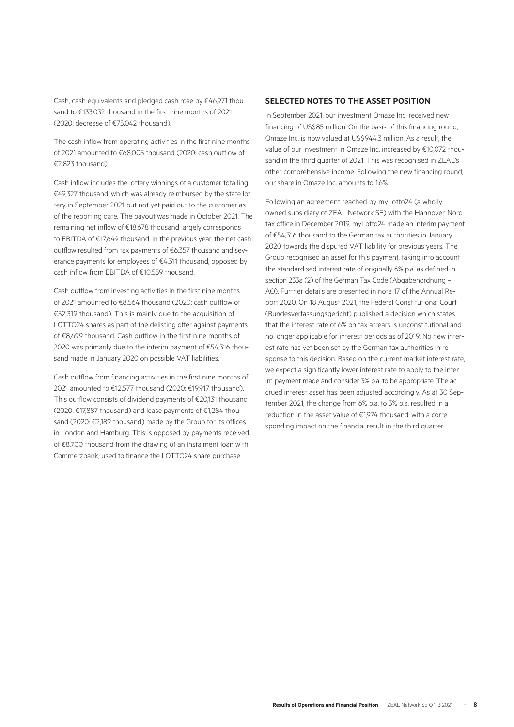Cash, cash equivalents and pledged cash rose by €46,971 thousand to €133,032 thousand in the first nine months of 2021 (2020: decrease of €75,042 thousand).

The cash inflow from operating activities in the first nine months of 2021 amounted to €68,005 thousand (2020: cash outflow of €2,823 thousand).

Cash inflow includes the lottery winnings of a customer totalling €49,327 thousand, which was already reimbursed by the state lottery in September 2021 but not yet paid out to the customer as of the reporting date. The payout was made in October 2021. The remaining net inflow of €18,678 thousand largely corresponds to EBITDA of €17,649 thousand. In the previous year, the net cash outflow resulted from tax payments of €6,357 thousand and severance payments for employees of €4,311 thousand, opposed by cash inflow from EBITDA of €10,559 thousand.

Cash outflow from investing activities in the first nine months of 2021 amounted to €8,564 thousand (2020: cash outflow of €52,319 thousand). This is mainly due to the acquisition of LOTTO24 shares as part of the delisting offer against payments of €8,699 thousand. Cash outflow in the first nine months of 2020 was primarily due to the interim payment of €54,316 thousand made in January 2020 on possible VAT liabilities.

Cash outflow from financing activities in the first nine months of 2021 amounted to €12,577 thousand (2020: €19,917 thousand). This outflow consists of dividend payments of €20,131 thousand (2020: €17,887 thousand) and lease payments of €1,284 thousand (2020: €2,189 thousand) made by the Group for its offices in London and Hamburg. This is opposed by payments received of €8,700 thousand from the drawing of an instalment loan with Commerzbank, used to finance the LOTTO24 share purchase.

## SELECTED NOTES TO THE ASSET POSITION

In September 2021, our investment Omaze Inc. received new financing of US$85 million. On the basis of this financing round, Omaze Inc. is now valued at US$944.3 million. As a result, the value of our investment in Omaze Inc. increased by €10,072 thousand in the third quarter of 2021. This was recognised in ZEAL's other comprehensive income. Following the new financing round, our share in Omaze Inc. amounts to 1.6%.

Following an agreement reached by myLotto24 (a wholly-owned subsidiary of ZEAL Network SE) with the Hannover-Nord tax office in December 2019, myLotto24 made an interim payment of €54,316 thousand to the German tax authorities in January 2020 towards the disputed VAT liability for previous years. The Group recognised an asset for this payment, taking into account the standardised interest rate of originally 6% p.a. as defined in section 233a (2) of the German Tax Code (Abgabenordnung – AO). Further details are presented in note 17 of the Annual Report 2020. On 18 August 2021, the Federal Constitutional Court (Bundesverfassungsgericht) published a decision which states that the interest rate of 6% on tax arrears is unconstitutional and no longer applicable for interest periods as of 2019. No new interest rate has yet been set by the German tax authorities in response to this decision. Based on the current market interest rate, we expect a significantly lower interest rate to apply to the interim payment made and consider 3% p.a. to be appropriate. The accrued interest asset has been adjusted accordingly. As at 30 September 2021, the change from 6% p.a. to 3% p.a. resulted in a reduction in the asset value of €1,974 thousand, with a corresponding impact on the financial result in the third quarter.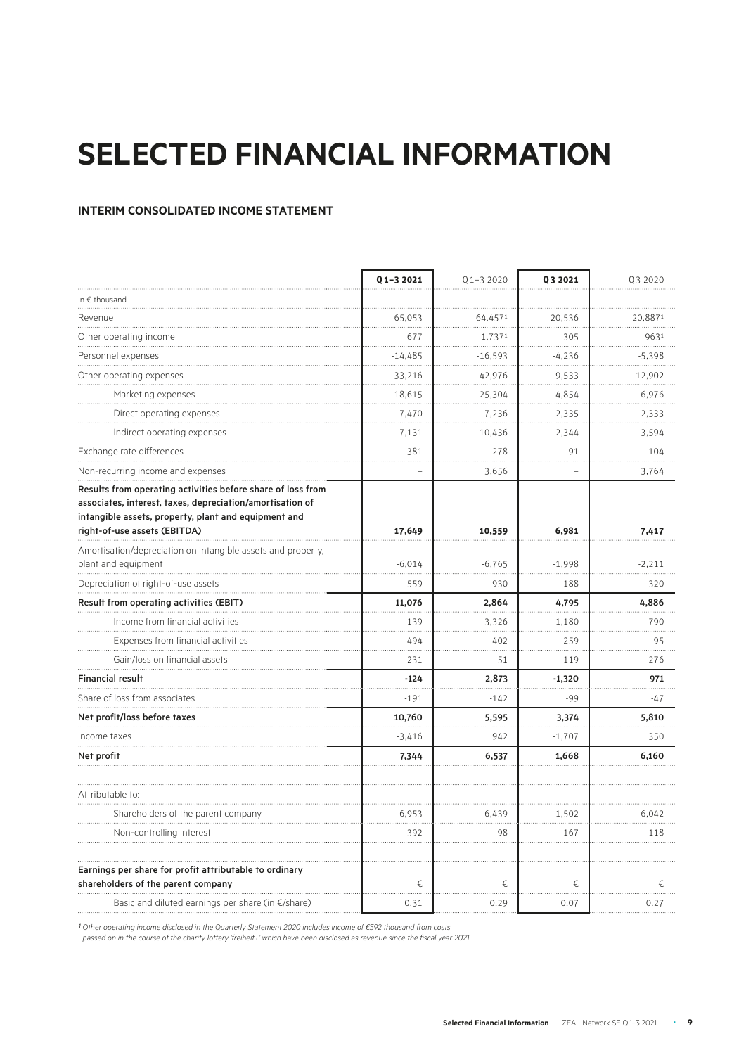# SELECTED FINANCIAL INFORMATION

### INTERIM CONSOLIDATED INCOME STATEMENT

| | Q 1–3 2021 | Q 1–3 2020 | Q 3 2021 | Q 3 2020 |
|---|---|---|---|---|
| In € thousand | | | | |
| Revenue | 65,053 | 64,457[1] | 20,536 | 20,887[1] |
| Other operating income | 677 | 1,737[1] | 305 | 963[1] |
| Personnel expenses | -14,485 | -16,593 | -4,236 | -5,398 |
| Other operating expenses | -33,216 | -42,976 | -9,533 | -12,902 |
| Marketing expenses | -18,615 | -25,304 | -4,854 | -6,976 |
| Direct operating expenses | -7,470 | -7,236 | -2,335 | -2,333 |
| Indirect operating expenses | -7,131 | -10,436 | -2,344 | -3,594 |
| Exchange rate differences | -381 | 278 | -91 | 104 |
| Non-recurring income and expenses | – | 3,656 | – | 3,764 |
| **Results from operating activities before share of loss from associates, interest, taxes, depreciation/amortisation of intangible assets, property, plant and equipment and right-of-use assets (EBITDA)** | **17,649** | **10,559** | **6,981** | **7,417** |
| Amortisation/depreciation on intangible assets and property, plant and equipment | -6,014 | -6,765 | -1,998 | -2,211 |
| Depreciation of right-of-use assets | -559 | -930 | -188 | -320 |
| **Result from operating activities (EBIT)** | **11,076** | **2,864** | **4,795** | **4,886** |
| Income from financial activities | 139 | 3,326 | -1,180 | 790 |
| Expenses from financial activities | -494 | -402 | -259 | -95 |
| Gain/loss on financial assets | 231 | -51 | 119 | 276 |
| **Financial result** | **-124** | **2,873** | **-1,320** | **971** |
| Share of loss from associates | -191 | -142 | -99 | -47 |
| **Net profit/loss before taxes** | **10,760** | **5,595** | **3,374** | **5,810** |
| Income taxes | -3,416 | 942 | -1,707 | 350 |
| **Net profit** | **7,344** | **6,537** | **1,668** | **6,160** |
| | | | | |
| Attributable to: | | | | |
| Shareholders of the parent company | 6,953 | 6,439 | 1,502 | 6,042 |
| Non-controlling interest | 392 | 98 | 167 | 118 |
| | | | | |
| **Earnings per share for profit attributable to ordinary shareholders of the parent company** | € | € | € | € |
| Basic and diluted earnings per share (in €/share) | 0.31 | 0.29 | 0.07 | 0.27 |

*[1] Other operating income disclosed in the Quarterly Statement 2020 includes income of €592 thousand from costs passed on in the course of the charity lottery 'freiheit+' which have been disclosed as revenue since the fiscal year 2021.*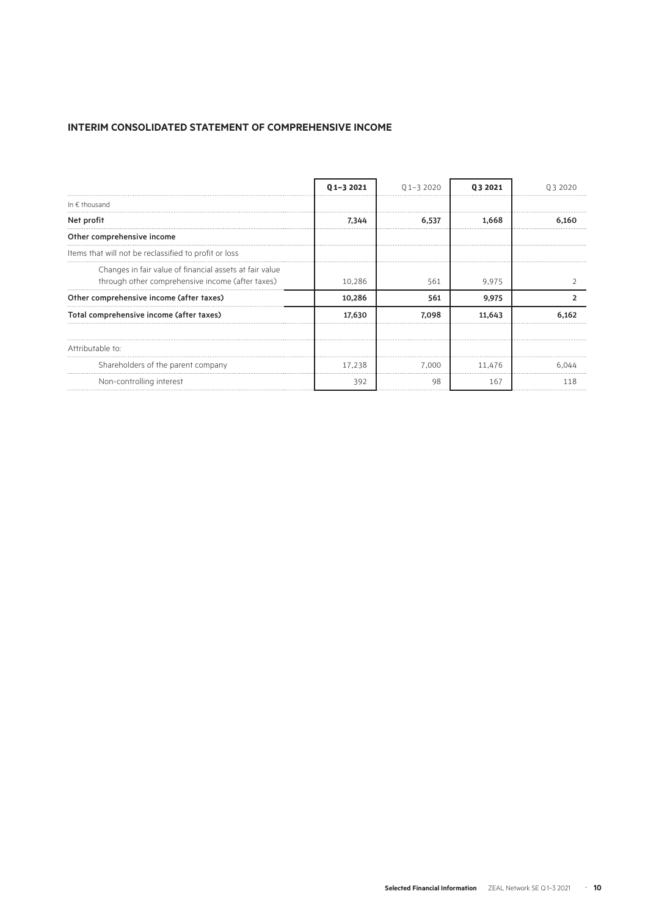## INTERIM CONSOLIDATED STATEMENT OF COMPREHENSIVE INCOME

| | **Q1–3 2021** | Q1–3 2020 | **Q3 2021** | Q3 2020 |
|---|---|---|---|---|
| In € thousand | | | | |
| **Net profit** | **7,344** | **6,537** | **1,668** | **6,160** |
| **Other comprehensive income** | | | | |
| Items that will not be reclassified to profit or loss | | | | |
| Changes in fair value of financial assets at fair value through other comprehensive income (after taxes) | 10,286 | 561 | 9,975 | 2 |
| **Other comprehensive income (after taxes)** | **10,286** | **561** | **9,975** | **2** |
| **Total comprehensive income (after taxes)** | **17,630** | **7,098** | **11,643** | **6,162** |
| | | | | |
| Attributable to: | | | | |
| Shareholders of the parent company | 17,238 | 7,000 | 11,476 | 6,044 |
| Non-controlling interest | 392 | 98 | 167 | 118 |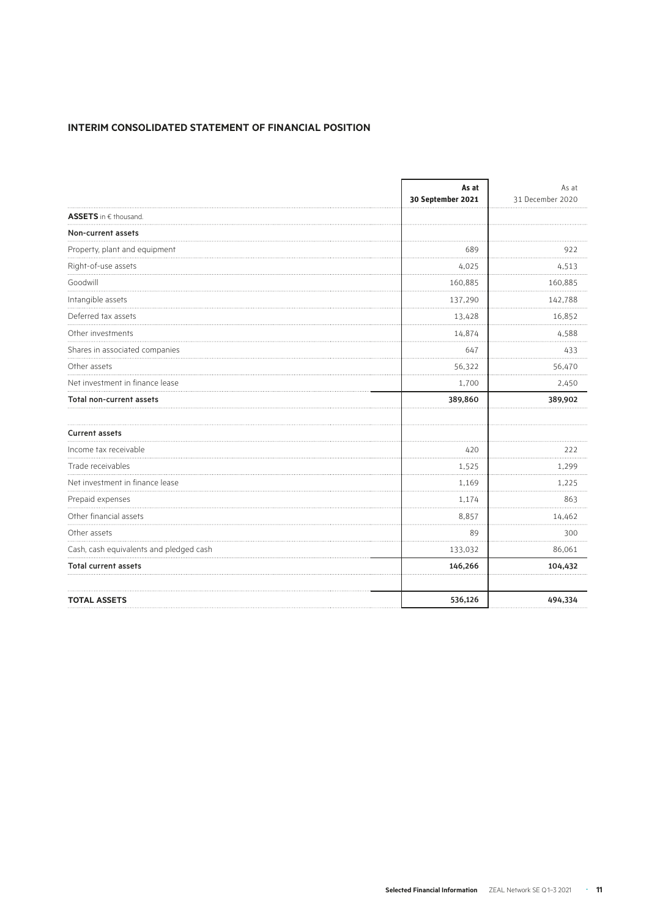## INTERIM CONSOLIDATED STATEMENT OF FINANCIAL POSITION

| | **As at 30 September 2021** | As at 31 December 2020 |
|---|---|---|
| **ASSETS** in € thousand | | |
| **Non-current assets** | | |
| Property, plant and equipment | 689 | 922 |
| Right-of-use assets | 4,025 | 4,513 |
| Goodwill | 160,885 | 160,885 |
| Intangible assets | 137,290 | 142,788 |
| Deferred tax assets | 13,428 | 16,852 |
| Other investments | 14,874 | 4,588 |
| Shares in associated companies | 647 | 433 |
| Other assets | 56,322 | 56,470 |
| Net investment in finance lease | 1,700 | 2,450 |
| **Total non-current assets** | **389,860** | **389,902** |
| | | |
| **Current assets** | | |
| Income tax receivable | 420 | 222 |
| Trade receivables | 1,525 | 1,299 |
| Net investment in finance lease | 1,169 | 1,225 |
| Prepaid expenses | 1,174 | 863 |
| Other financial assets | 8,857 | 14,462 |
| Other assets | 89 | 300 |
| Cash, cash equivalents and pledged cash | 133,032 | 86,061 |
| **Total current assets** | **146,266** | **104,432** |
| | | |
| **TOTAL ASSETS** | **536,126** | **494,334** |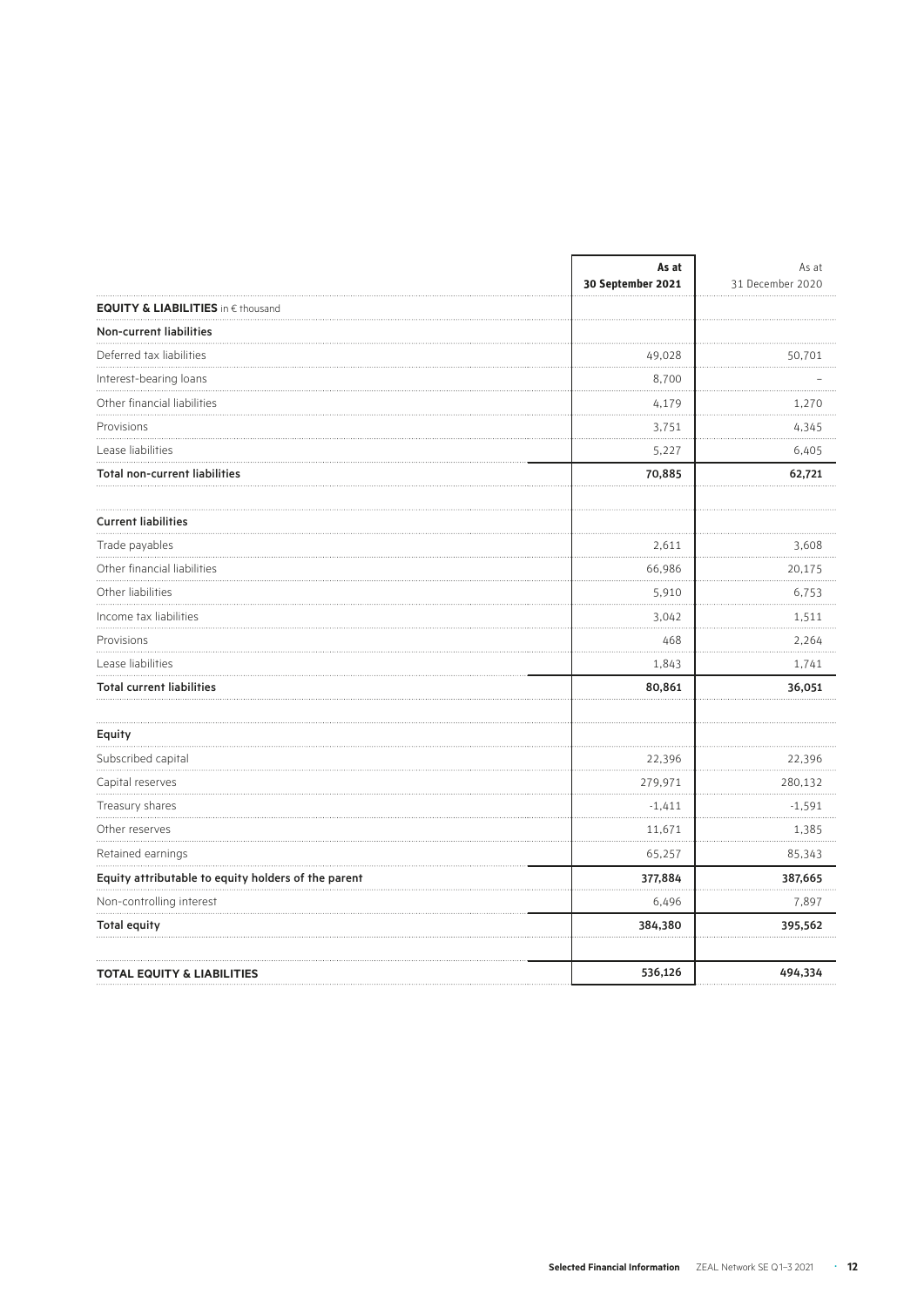| | As at 30 September 2021 | As at 31 December 2020 |
|---|---|---|
| **EQUITY & LIABILITIES** in € thousand | | |
| **Non-current liabilities** | | |
| Deferred tax liabilities | 49,028 | 50,701 |
| Interest-bearing loans | 8,700 | – |
| Other financial liabilities | 4,179 | 1,270 |
| Provisions | 3,751 | 4,345 |
| Lease liabilities | 5,227 | 6,405 |
| **Total non-current liabilities** | **70,885** | **62,721** |
| | | |
| **Current liabilities** | | |
| Trade payables | 2,611 | 3,608 |
| Other financial liabilities | 66,986 | 20,175 |
| Other liabilities | 5,910 | 6,753 |
| Income tax liabilities | 3,042 | 1,511 |
| Provisions | 468 | 2,264 |
| Lease liabilities | 1,843 | 1,741 |
| **Total current liabilities** | **80,861** | **36,051** |
| | | |
| **Equity** | | |
| Subscribed capital | 22,396 | 22,396 |
| Capital reserves | 279,971 | 280,132 |
| Treasury shares | -1,411 | -1,591 |
| Other reserves | 11,671 | 1,385 |
| Retained earnings | 65,257 | 85,343 |
| **Equity attributable to equity holders of the parent** | **377,884** | **387,665** |
| Non-controlling interest | 6,496 | 7,897 |
| **Total equity** | **384,380** | **395,562** |
| | | |
| **TOTAL EQUITY & LIABILITIES** | **536,126** | **494,334** |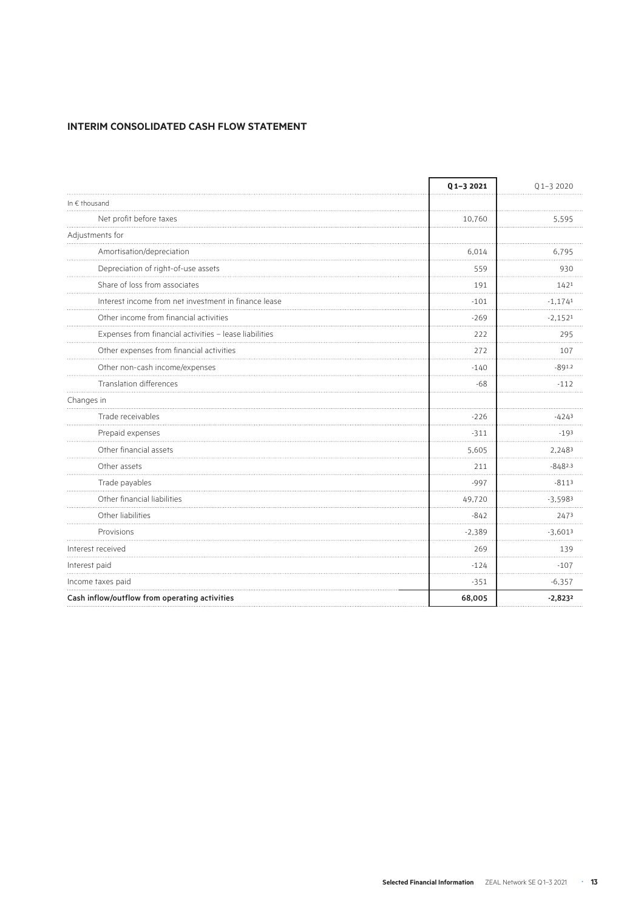## INTERIM CONSOLIDATED CASH FLOW STATEMENT

| | Q1–3 2021 | Q1–3 2020 |
|---|---|---|
| In € thousand | | |
| Net profit before taxes | 10,760 | 5,595 |
| Adjustments for | | |
| Amortisation/depreciation | 6,014 | 6,795 |
| Depreciation of right-of-use assets | 559 | 930 |
| Share of loss from associates | 191 | 142[1] |
| Interest income from net investment in finance lease | -101 | -1,174[1] |
| Other income from financial activities | -269 | -2,152[1] |
| Expenses from financial activities – lease liabilities | 222 | 295 |
| Other expenses from financial activities | 272 | 107 |
| Other non-cash income/expenses | -140 | -89[1,2] |
| Translation differences | -68 | -112 |
| Changes in | | |
| Trade receivables | -226 | -424[3] |
| Prepaid expenses | -311 | -19[3] |
| Other financial assets | 5,605 | 2,248[3] |
| Other assets | 211 | -848[2,3] |
| Trade payables | -997 | -811[3] |
| Other financial liabilities | 49,720 | -3,598[3] |
| Other liabilities | -842 | 247[3] |
| Provisions | -2,389 | -3,601[3] |
| Interest received | 269 | 139 |
| Interest paid | -124 | -107 |
| Income taxes paid | -351 | -6,357 |
| **Cash inflow/outflow from operating activities** | **68,005** | **-2,823[2]** |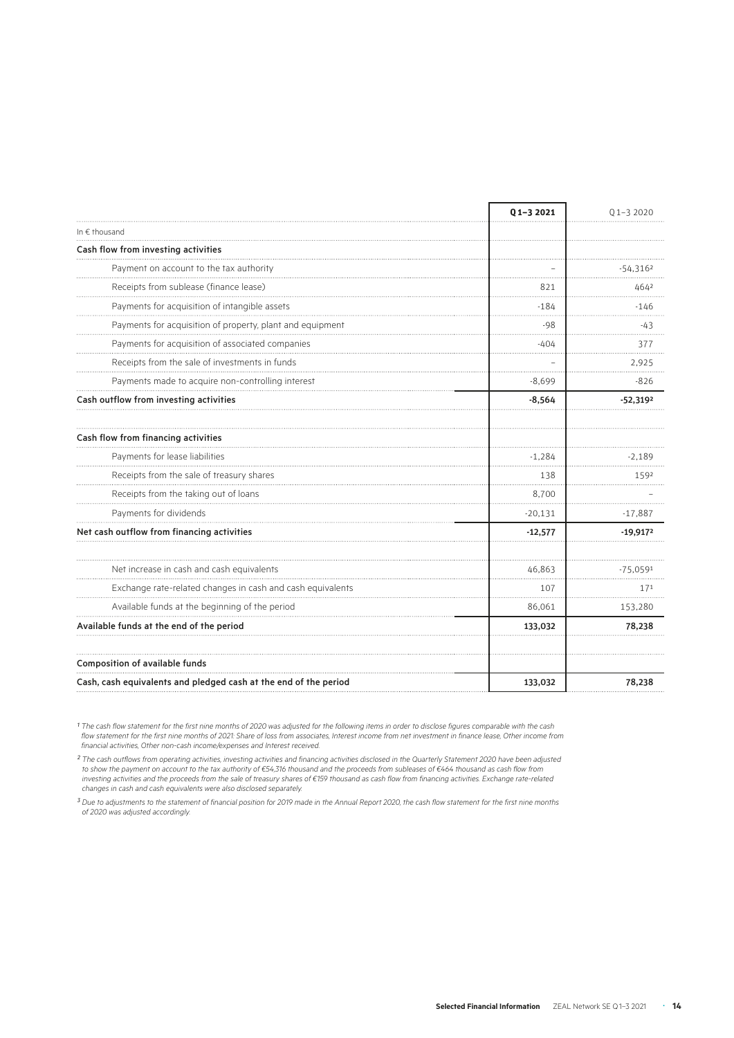| | Q1–3 2021 | Q1–3 2020 |
|---|---|---|
| In € thousand | | |
| **Cash flow from investing activities** | | |
| Payment on account to the tax authority | – | -54,316[2] |
| Receipts from sublease (finance lease) | 821 | 464[2] |
| Payments for acquisition of intangible assets | -184 | -146 |
| Payments for acquisition of property, plant and equipment | -98 | -43 |
| Payments for acquisition of associated companies | -404 | 377 |
| Receipts from the sale of investments in funds | – | 2,925 |
| Payments made to acquire non-controlling interest | -8,699 | -826 |
| **Cash outflow from investing activities** | **-8,564** | **-52,319[2]** |
| | | |
| **Cash flow from financing activities** | | |
| Payments for lease liabilities | -1,284 | -2,189 |
| Receipts from the sale of treasury shares | 138 | 159[2] |
| Receipts from the taking out of loans | 8,700 | – |
| Payments for dividends | -20,131 | -17,887 |
| **Net cash outflow from financing activities** | **-12,577** | **-19,917[2]** |
| | | |
| Net increase in cash and cash equivalents | 46,863 | -75,059[1] |
| Exchange rate-related changes in cash and cash equivalents | 107 | 17[1] |
| Available funds at the beginning of the period | 86,061 | 153,280 |
| **Available funds at the end of the period** | **133,032** | **78,238** |
| | | |
| **Composition of available funds** | | |
| **Cash, cash equivalents and pledged cash at the end of the period** | **133,032** | **78,238** |

*[1] The cash flow statement for the first nine months of 2020 was adjusted for the following items in order to disclose figures comparable with the cash flow statement for the first nine months of 2021: Share of loss from associates, Interest income from net investment in finance lease, Other income from financial activities, Other non-cash income/expenses and Interest received.*

*[2] The cash outflows from operating activities, investing activities and financing activities disclosed in the Quarterly Statement 2020 have been adjusted to show the payment on account to the tax authority of €54,316 thousand and the proceeds from subleases of €464 thousand as cash flow from investing activities and the proceeds from the sale of treasury shares of €159 thousand as cash flow from financing activities. Exchange rate-related changes in cash and cash equivalents were also disclosed separately.*

*[3] Due to adjustments to the statement of financial position for 2019 made in the Annual Report 2020, the cash flow statement for the first nine months of 2020 was adjusted accordingly.*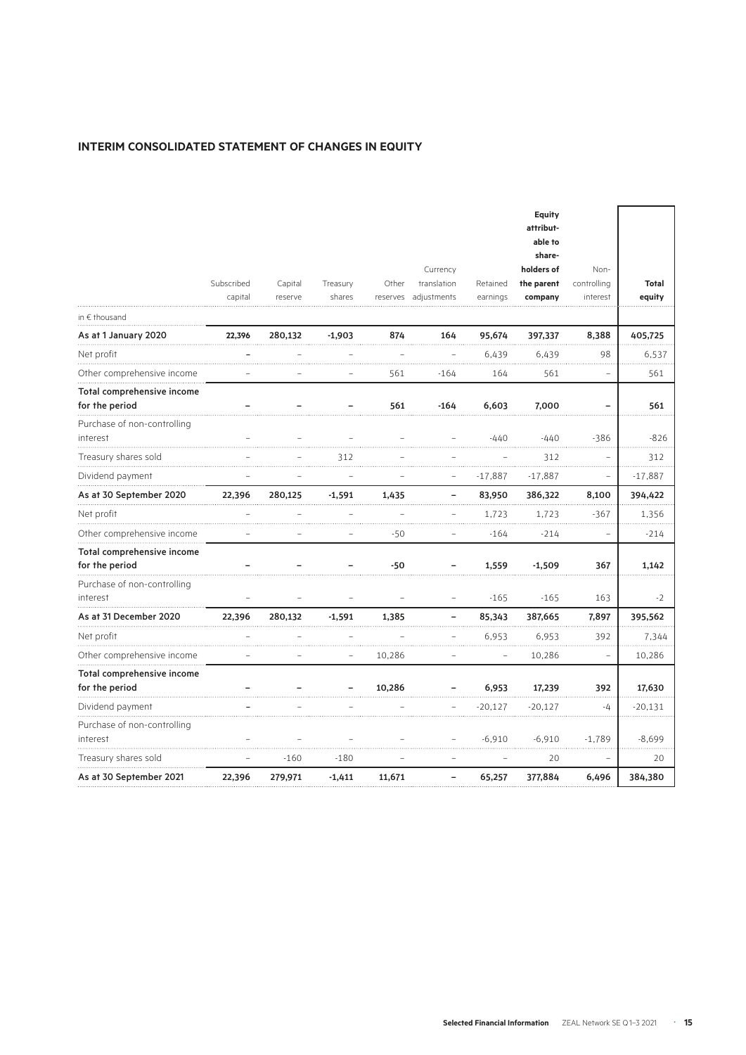## INTERIM CONSOLIDATED STATEMENT OF CHANGES IN EQUITY

| | Subscribed capital | Capital reserve | Treasury shares | Other reserves | Currency translation adjustments | Retained earnings | Equity attributable to shareholders of the parent company | Non-controlling interest | Total equity |
|---|---|---|---|---|---|---|---|---|---|
| in € thousand | | | | | | | | | |
| **As at 1 January 2020** | **22,396** | **280,132** | **-1,903** | **874** | **164** | **95,674** | **397,337** | **8,388** | **405,725** |
| Net profit | – | – | – | – | – | 6,439 | 6,439 | 98 | 6,537 |
| Other comprehensive income | – | – | – | 561 | -164 | 164 | 561 | – | 561 |
| **Total comprehensive income for the period** | **–** | **–** | **–** | **561** | **-164** | **6,603** | **7,000** | **–** | **561** |
| Purchase of non-controlling interest | – | – | – | – | – | -440 | -440 | -386 | -826 |
| Treasury shares sold | – | – | 312 | – | – | – | 312 | – | 312 |
| Dividend payment | – | – | – | – | – | -17,887 | -17,887 | – | -17,887 |
| **As at 30 September 2020** | **22,396** | **280,125** | **-1,591** | **1,435** | **–** | **83,950** | **386,322** | **8,100** | **394,422** |
| Net profit | – | – | – | – | – | 1,723 | 1,723 | -367 | 1,356 |
| Other comprehensive income | – | – | – | -50 | – | -164 | -214 | – | -214 |
| **Total comprehensive income for the period** | **–** | **–** | **–** | **-50** | **–** | **1,559** | **-1,509** | **367** | **1,142** |
| Purchase of non-controlling interest | – | – | – | – | – | -165 | -165 | 163 | -2 |
| **As at 31 December 2020** | **22,396** | **280,132** | **-1,591** | **1,385** | **–** | **85,343** | **387,665** | **7,897** | **395,562** |
| Net profit | – | – | – | – | – | 6,953 | 6,953 | 392 | 7,344 |
| Other comprehensive income | – | – | – | 10,286 | – | – | 10,286 | – | 10,286 |
| **Total comprehensive income for the period** | **–** | **–** | **–** | **10,286** | **–** | **6,953** | **17,239** | **392** | **17,630** |
| Dividend payment | – | – | – | – | – | -20,127 | -20,127 | -4 | -20,131 |
| Purchase of non-controlling interest | – | – | – | – | – | -6,910 | -6,910 | -1,789 | -8,699 |
| Treasury shares sold | – | -160 | -180 | – | – | – | 20 | – | 20 |
| **As at 30 September 2021** | **22,396** | **279,971** | **-1,411** | **11,671** | **–** | **65,257** | **377,884** | **6,496** | **384,380** |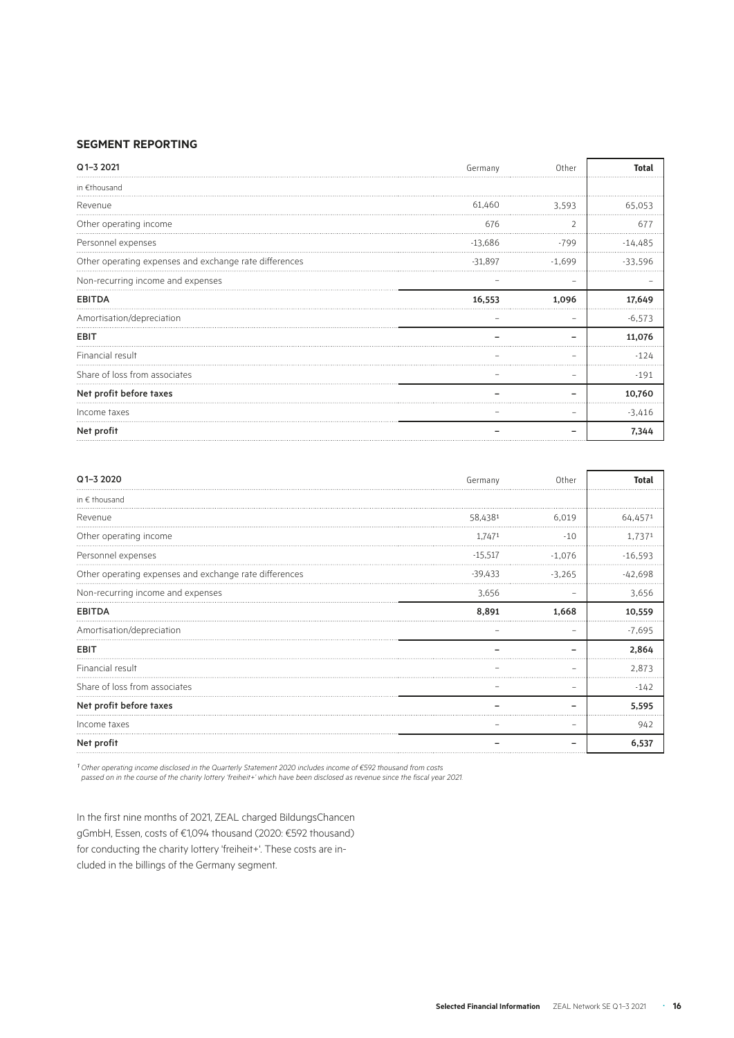## SEGMENT REPORTING

| Q1–3 2021 | Germany | Other | Total |
|---|---|---|---|
| in €thousand | | | |
| Revenue | 61,460 | 3,593 | 65,053 |
| Other operating income | 676 | 2 | 677 |
| Personnel expenses | -13,686 | -799 | -14,485 |
| Other operating expenses and exchange rate differences | -31,897 | -1,699 | -33,596 |
| Non-recurring income and expenses | – | – | – |
| **EBITDA** | **16,553** | **1,096** | **17,649** |
| Amortisation/depreciation | – | – | -6,573 |
| **EBIT** | **–** | **–** | **11,076** |
| Financial result | – | – | -124 |
| Share of loss from associates | – | – | -191 |
| **Net profit before taxes** | **–** | **–** | **10,760** |
| Income taxes | – | – | -3,416 |
| **Net profit** | **–** | **–** | **7,344** |

| Q1–3 2020 | Germany | Other | Total |
|---|---|---|---|
| in € thousand | | | |
| Revenue | 58,438[1] | 6,019 | 64,457[1] |
| Other operating income | 1,747[1] | -10 | 1,737[1] |
| Personnel expenses | -15,517 | -1,076 | -16,593 |
| Other operating expenses and exchange rate differences | -39,433 | -3,265 | -42,698 |
| Non-recurring income and expenses | 3,656 | – | 3,656 |
| **EBITDA** | **8,891** | **1,668** | **10,559** |
| Amortisation/depreciation | – | – | -7,695 |
| **EBIT** | **–** | **–** | **2,864** |
| Financial result | – | – | 2,873 |
| Share of loss from associates | – | – | -142 |
| **Net profit before taxes** | **–** | **–** | **5,595** |
| Income taxes | – | – | 942 |
| **Net profit** | **–** | **–** | **6,537** |

*[1] Other operating income disclosed in the Quarterly Statement 2020 includes income of €592 thousand from costs passed on in the course of the charity lottery 'freiheit+' which have been disclosed as revenue since the fiscal year 2021.*

In the first nine months of 2021, ZEAL charged BildungsChancen gGmbH, Essen, costs of €1,094 thousand (2020: €592 thousand) for conducting the charity lottery 'freiheit+'. These costs are included in the billings of the Germany segment.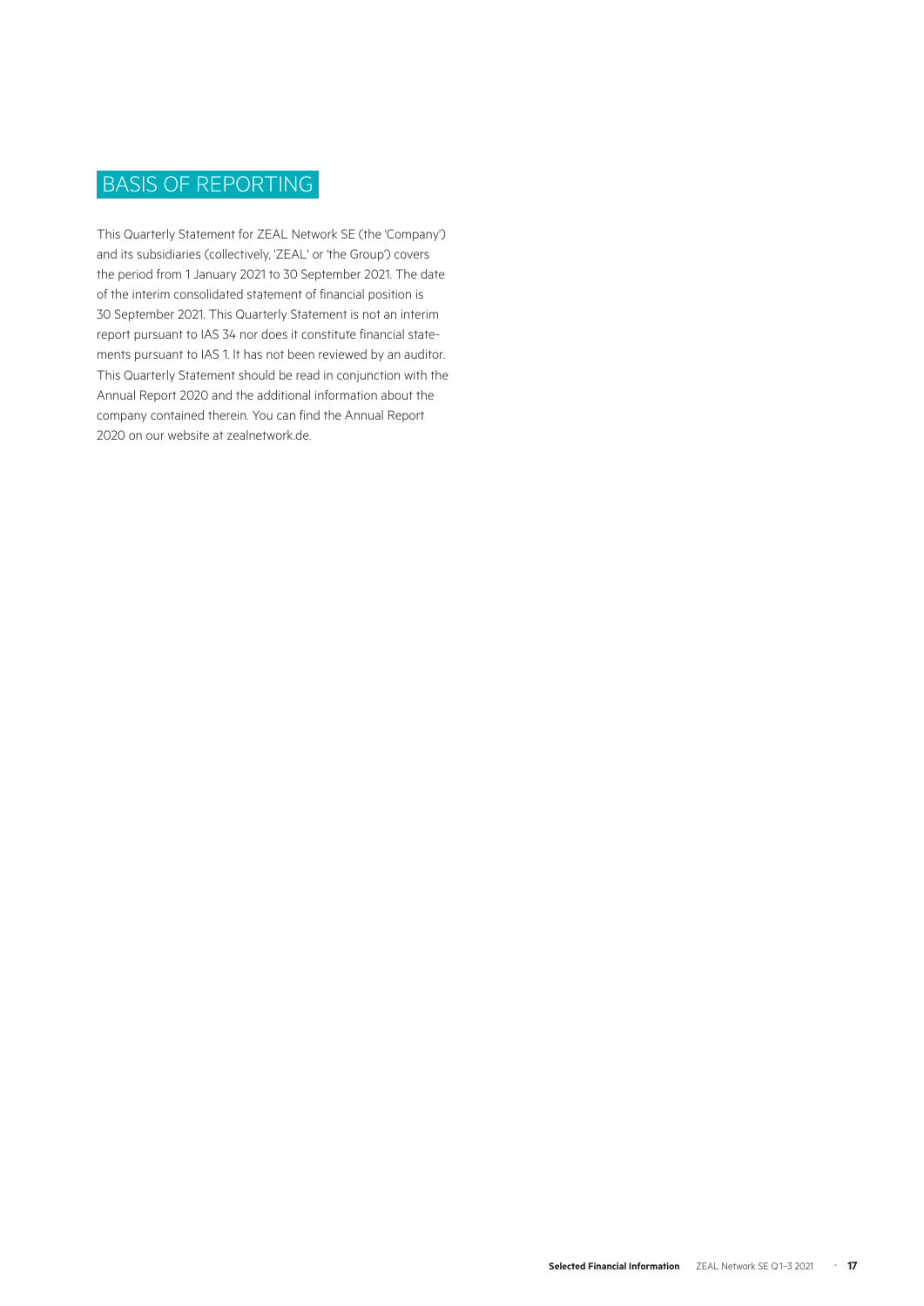# BASIS OF REPORTING

This Quarterly Statement for ZEAL Network SE (the 'Company') and its subsidiaries (collectively, 'ZEAL' or 'the Group') covers the period from 1 January 2021 to 30 September 2021. The date of the interim consolidated statement of financial position is 30 September 2021. This Quarterly Statement is not an interim report pursuant to IAS 34 nor does it constitute financial statements pursuant to IAS 1. It has not been reviewed by an auditor. This Quarterly Statement should be read in conjunction with the Annual Report 2020 and the additional information about the company contained therein. You can find the Annual Report 2020 on our website at zealnetwork.de.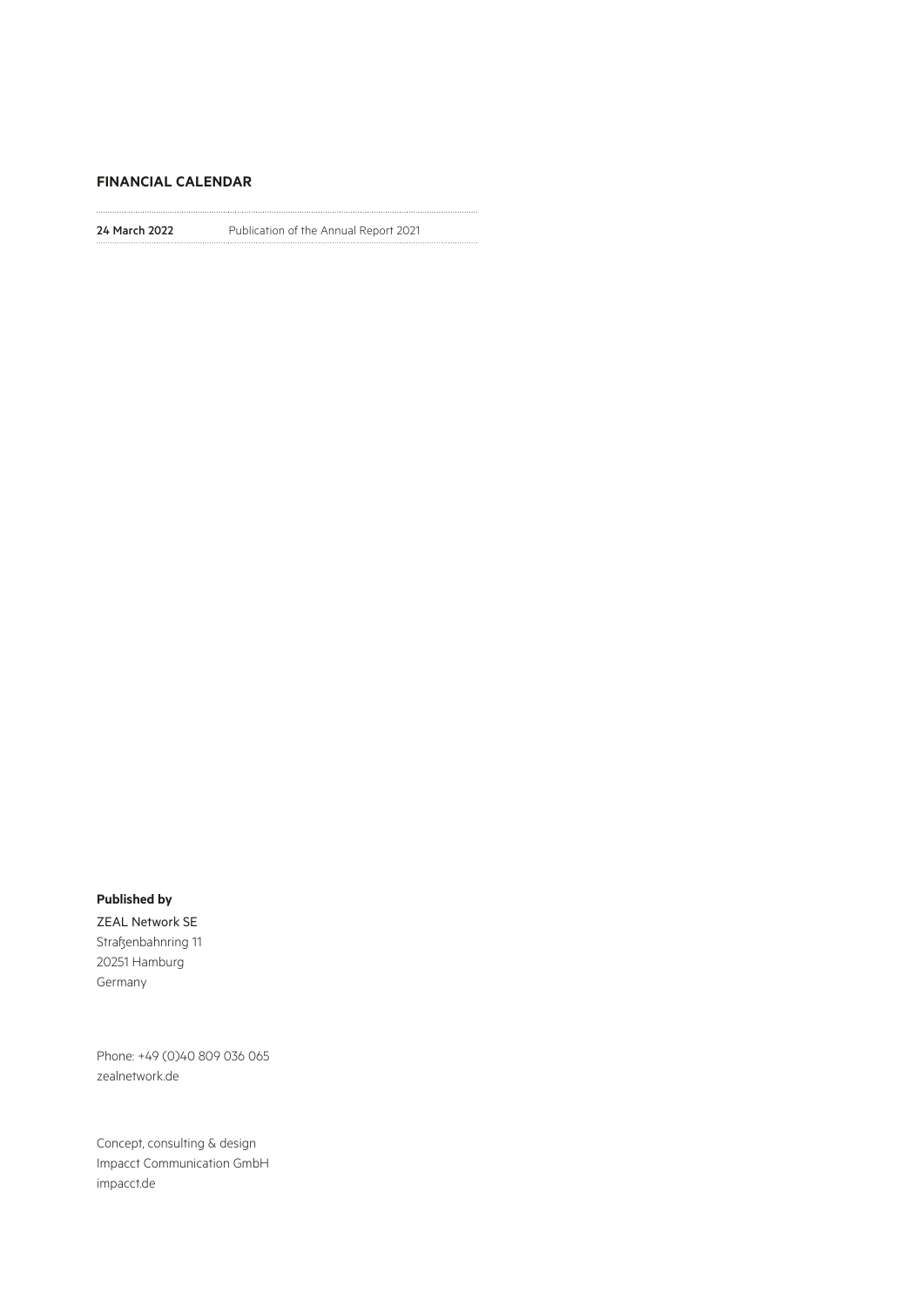## FINANCIAL CALENDAR

| | |
|---|---|
| **24 March 2022** | Publication of the Annual Report 2021 |

**Published by**

ZEAL Network SE
Straßenbahnring 11
20251 Hamburg
Germany

Phone: +49 (0)40 809 036 065
zealnetwork.de

Concept, consulting & design
Impacct Communication GmbH
impacct.de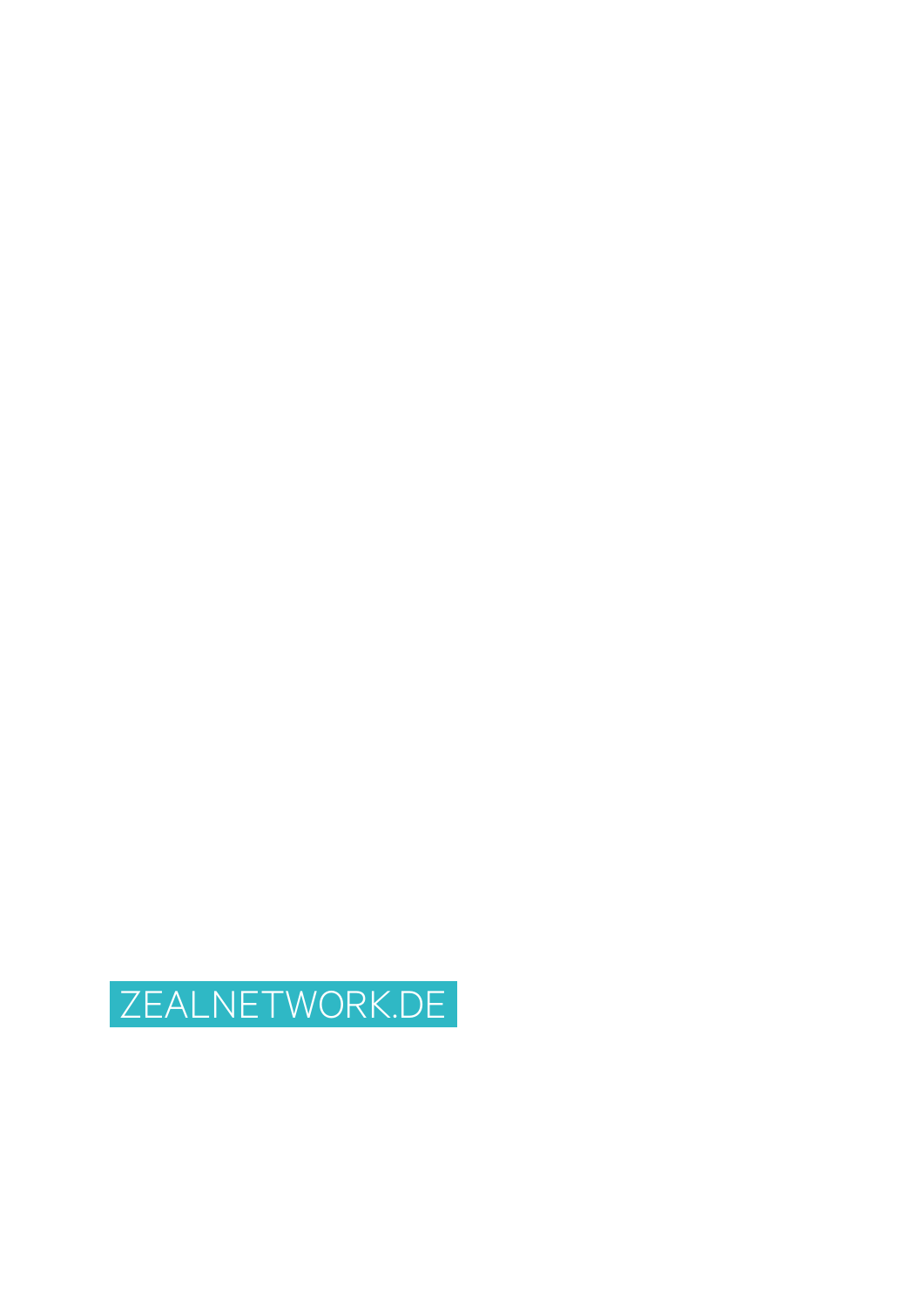ZEALNETWORK.DE